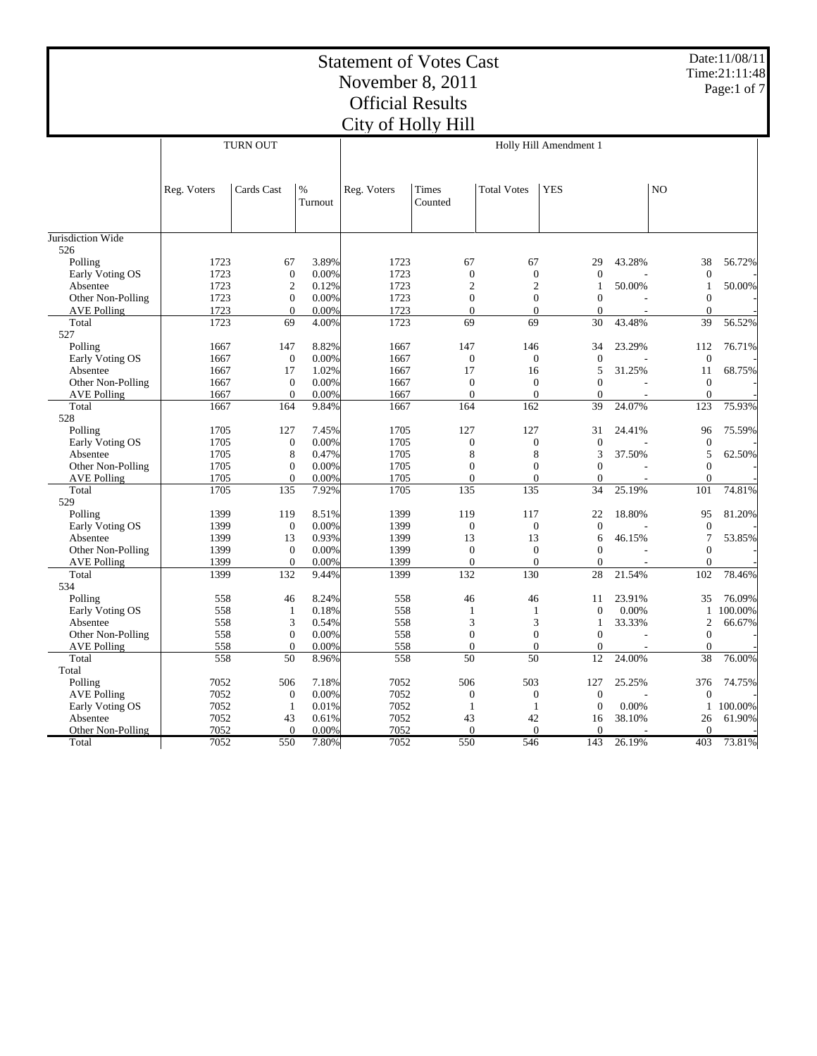# Statement of Votes Cast
# November 8, 2011
# Official Results
# City of Holly Hill

Date:11/08/11
Time:21:11:48

| | TURN OUT | | | Holly Hill Amendment 1 | | | | | | |
|---|---|---|---|---|---|---|---|---|---|---|
| | Reg. Voters | Cards Cast | % Turnout | Reg. Voters | Times Counted | Total Votes | YES | | NO | |
| Jurisdiction Wide | | | | | | | | | | |
| 526 | | | | | | | | | | |
| Polling | 1723 | 67 | 3.89% | 1723 | 67 | 67 | 29 | 43.28% | 38 | 56.72% |
| Early Voting OS | 1723 | 0 | 0.00% | 1723 | 0 | 0 | 0 | - | 0 | - |
| Absentee | 1723 | 2 | 0.12% | 1723 | 2 | 2 | 1 | 50.00% | 1 | 50.00% |
| Other Non-Polling | 1723 | 0 | 0.00% | 1723 | 0 | 0 | 0 | - | 0 | - |
| AVE Polling | 1723 | 0 | 0.00% | 1723 | 0 | 0 | 0 | - | 0 | - |
| Total | 1723 | 69 | 4.00% | 1723 | 69 | 69 | 30 | 43.48% | 39 | 56.52% |
| 527 | | | | | | | | | | |
| Polling | 1667 | 147 | 8.82% | 1667 | 147 | 146 | 34 | 23.29% | 112 | 76.71% |
| Early Voting OS | 1667 | 0 | 0.00% | 1667 | 0 | 0 | 0 | - | 0 | - |
| Absentee | 1667 | 17 | 1.02% | 1667 | 17 | 16 | 5 | 31.25% | 11 | 68.75% |
| Other Non-Polling | 1667 | 0 | 0.00% | 1667 | 0 | 0 | 0 | - | 0 | - |
| AVE Polling | 1667 | 0 | 0.00% | 1667 | 0 | 0 | 0 | - | 0 | - |
| Total | 1667 | 164 | 9.84% | 1667 | 164 | 162 | 39 | 24.07% | 123 | 75.93% |
| 528 | | | | | | | | | | |
| Polling | 1705 | 127 | 7.45% | 1705 | 127 | 127 | 31 | 24.41% | 96 | 75.59% |
| Early Voting OS | 1705 | 0 | 0.00% | 1705 | 0 | 0 | 0 | - | 0 | - |
| Absentee | 1705 | 8 | 0.47% | 1705 | 8 | 8 | 3 | 37.50% | 5 | 62.50% |
| Other Non-Polling | 1705 | 0 | 0.00% | 1705 | 0 | 0 | 0 | - | 0 | - |
| AVE Polling | 1705 | 0 | 0.00% | 1705 | 0 | 0 | 0 | - | 0 | - |
| Total | 1705 | 135 | 7.92% | 1705 | 135 | 135 | 34 | 25.19% | 101 | 74.81% |
| 529 | | | | | | | | | | |
| Polling | 1399 | 119 | 8.51% | 1399 | 119 | 117 | 22 | 18.80% | 95 | 81.20% |
| Early Voting OS | 1399 | 0 | 0.00% | 1399 | 0 | 0 | 0 | - | 0 | - |
| Absentee | 1399 | 13 | 0.93% | 1399 | 13 | 13 | 6 | 46.15% | 7 | 53.85% |
| Other Non-Polling | 1399 | 0 | 0.00% | 1399 | 0 | 0 | 0 | - | 0 | - |
| AVE Polling | 1399 | 0 | 0.00% | 1399 | 0 | 0 | 0 | - | 0 | - |
| Total | 1399 | 132 | 9.44% | 1399 | 132 | 130 | 28 | 21.54% | 102 | 78.46% |
| 534 | | | | | | | | | | |
| Polling | 558 | 46 | 8.24% | 558 | 46 | 46 | 11 | 23.91% | 35 | 76.09% |
| Early Voting OS | 558 | 1 | 0.18% | 558 | 1 | 1 | 0 | 0.00% | 1 | 100.00% |
| Absentee | 558 | 3 | 0.54% | 558 | 3 | 3 | 1 | 33.33% | 2 | 66.67% |
| Other Non-Polling | 558 | 0 | 0.00% | 558 | 0 | 0 | 0 | - | 0 | - |
| AVE Polling | 558 | 0 | 0.00% | 558 | 0 | 0 | 0 | - | 0 | - |
| Total | 558 | 50 | 8.96% | 558 | 50 | 50 | 12 | 24.00% | 38 | 76.00% |
| Total | | | | | | | | | | |
| Polling | 7052 | 506 | 7.18% | 7052 | 506 | 503 | 127 | 25.25% | 376 | 74.75% |
| AVE Polling | 7052 | 0 | 0.00% | 7052 | 0 | 0 | 0 | - | 0 | - |
| Early Voting OS | 7052 | 1 | 0.01% | 7052 | 1 | 1 | 0 | 0.00% | 1 | 100.00% |
| Absentee | 7052 | 43 | 0.61% | 7052 | 43 | 42 | 16 | 38.10% | 26 | 61.90% |
| Other Non-Polling | 7052 | 0 | 0.00% | 7052 | 0 | 0 | 0 | - | 0 | - |
| Total | 7052 | 550 | 7.80% | 7052 | 550 | 546 | 143 | 26.19% | 403 | 73.81% |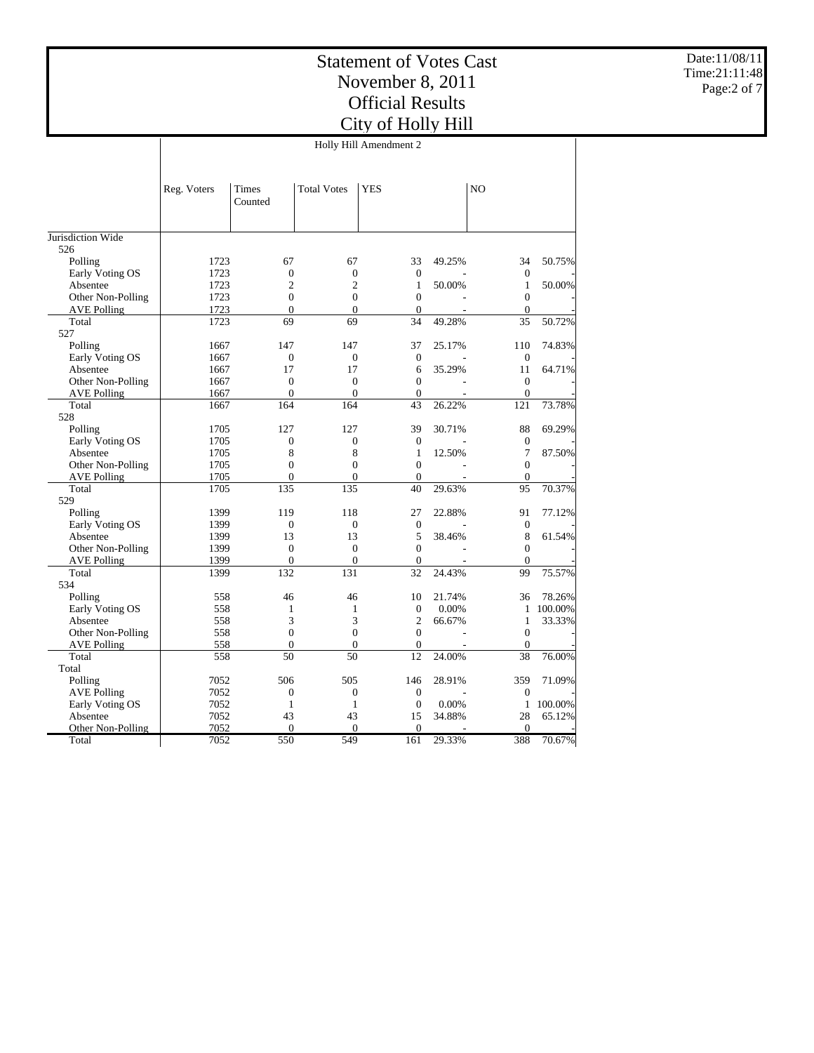# Statement of Votes Cast
## November 8, 2011
## Official Results
## City of Holly Hill

Date:11/08/11
Time:21:11:48

### Holly Hill Amendment 2

| | Reg. Voters | Times Counted | Total Votes | YES | | NO | |
|---|---|---|---|---|---|---|---|
| **Jurisdiction Wide** | | | | | | | |
| **526** | | | | | | | |
| Polling | 1723 | 67 | 67 | 33 | 49.25% | 34 | 50.75% |
| Early Voting OS | 1723 | 0 | 0 | 0 | - | 0 | - |
| Absentee | 1723 | 2 | 2 | 1 | 50.00% | 1 | 50.00% |
| Other Non-Polling | 1723 | 0 | 0 | 0 | - | 0 | - |
| AVE Polling | 1723 | 0 | 0 | 0 | - | 0 | - |
| Total | 1723 | 69 | 69 | 34 | 49.28% | 35 | 50.72% |
| **527** | | | | | | | |
| Polling | 1667 | 147 | 147 | 37 | 25.17% | 110 | 74.83% |
| Early Voting OS | 1667 | 0 | 0 | 0 | - | 0 | - |
| Absentee | 1667 | 17 | 17 | 6 | 35.29% | 11 | 64.71% |
| Other Non-Polling | 1667 | 0 | 0 | 0 | - | 0 | - |
| AVE Polling | 1667 | 0 | 0 | 0 | - | 0 | - |
| Total | 1667 | 164 | 164 | 43 | 26.22% | 121 | 73.78% |
| **528** | | | | | | | |
| Polling | 1705 | 127 | 127 | 39 | 30.71% | 88 | 69.29% |
| Early Voting OS | 1705 | 0 | 0 | 0 | - | 0 | - |
| Absentee | 1705 | 8 | 8 | 1 | 12.50% | 7 | 87.50% |
| Other Non-Polling | 1705 | 0 | 0 | 0 | - | 0 | - |
| AVE Polling | 1705 | 0 | 0 | 0 | - | 0 | - |
| Total | 1705 | 135 | 135 | 40 | 29.63% | 95 | 70.37% |
| **529** | | | | | | | |
| Polling | 1399 | 119 | 118 | 27 | 22.88% | 91 | 77.12% |
| Early Voting OS | 1399 | 0 | 0 | 0 | - | 0 | - |
| Absentee | 1399 | 13 | 13 | 5 | 38.46% | 8 | 61.54% |
| Other Non-Polling | 1399 | 0 | 0 | 0 | - | 0 | - |
| AVE Polling | 1399 | 0 | 0 | 0 | - | 0 | - |
| Total | 1399 | 132 | 131 | 32 | 24.43% | 99 | 75.57% |
| **534** | | | | | | | |
| Polling | 558 | 46 | 46 | 10 | 21.74% | 36 | 78.26% |
| Early Voting OS | 558 | 1 | 1 | 0 | 0.00% | 1 | 100.00% |
| Absentee | 558 | 3 | 3 | 2 | 66.67% | 1 | 33.33% |
| Other Non-Polling | 558 | 0 | 0 | 0 | - | 0 | - |
| AVE Polling | 558 | 0 | 0 | 0 | - | 0 | - |
| Total | 558 | 50 | 50 | 12 | 24.00% | 38 | 76.00% |
| **Total** | | | | | | | |
| Polling | 7052 | 506 | 505 | 146 | 28.91% | 359 | 71.09% |
| AVE Polling | 7052 | 0 | 0 | 0 | - | 0 | - |
| Early Voting OS | 7052 | 1 | 1 | 0 | 0.00% | 1 | 100.00% |
| Absentee | 7052 | 43 | 43 | 15 | 34.88% | 28 | 65.12% |
| Other Non-Polling | 7052 | 0 | 0 | 0 | - | 0 | - |
| Total | 7052 | 550 | 549 | 161 | 29.33% | 388 | 70.67% |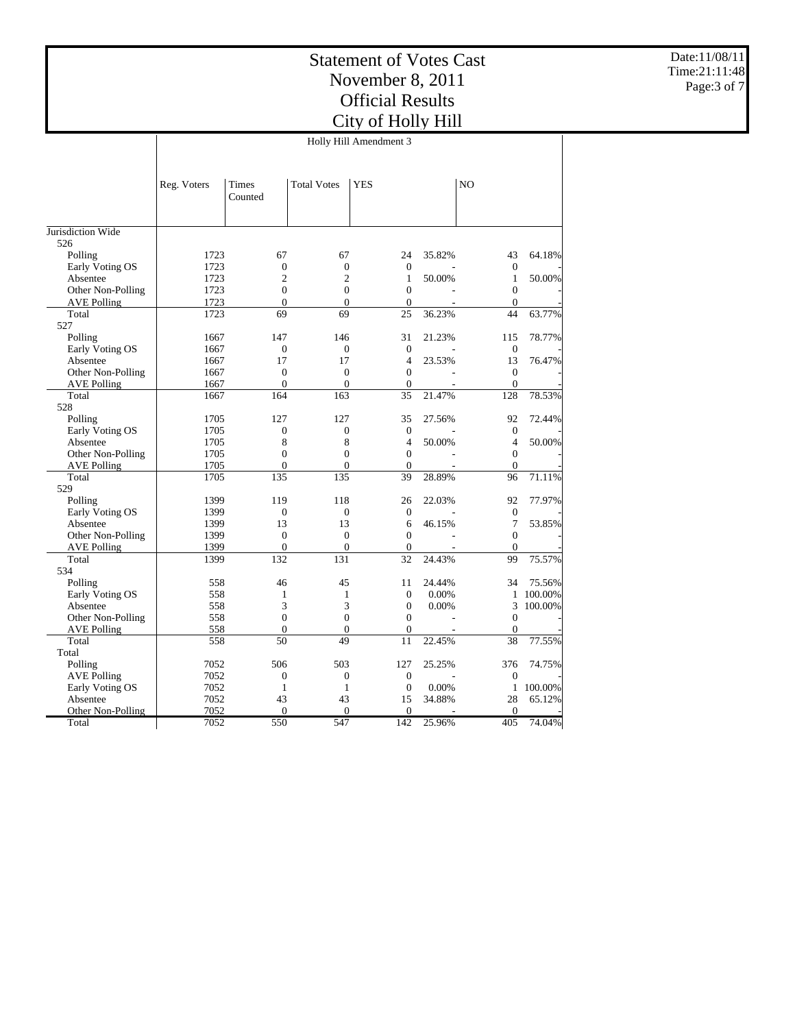# Statement of Votes Cast
# November 8, 2011
# Official Results
# City of Holly Hill

Date:11/08/11
Time:21:11:48

| | Holly Hill Amendment 3 | | | | | | |
|---|---|---|---|---|---|---|---|
| | Reg. Voters | Times Counted | Total Votes | YES | | NO | |
| Jurisdiction Wide | | | | | | | |
| 526 | | | | | | | |
| Polling | 1723 | 67 | 67 | 24 | 35.82% | 43 | 64.18% |
| Early Voting OS | 1723 | 0 | 0 | 0 | - | 0 | - |
| Absentee | 1723 | 2 | 2 | 1 | 50.00% | 1 | 50.00% |
| Other Non-Polling | 1723 | 0 | 0 | 0 | - | 0 | - |
| AVE Polling | 1723 | 0 | 0 | 0 | - | 0 | - |
| Total | 1723 | 69 | 69 | 25 | 36.23% | 44 | 63.77% |
| 527 | | | | | | | |
| Polling | 1667 | 147 | 146 | 31 | 21.23% | 115 | 78.77% |
| Early Voting OS | 1667 | 0 | 0 | 0 | - | 0 | - |
| Absentee | 1667 | 17 | 17 | 4 | 23.53% | 13 | 76.47% |
| Other Non-Polling | 1667 | 0 | 0 | 0 | - | 0 | - |
| AVE Polling | 1667 | 0 | 0 | 0 | - | 0 | - |
| Total | 1667 | 164 | 163 | 35 | 21.47% | 128 | 78.53% |
| 528 | | | | | | | |
| Polling | 1705 | 127 | 127 | 35 | 27.56% | 92 | 72.44% |
| Early Voting OS | 1705 | 0 | 0 | 0 | - | 0 | - |
| Absentee | 1705 | 8 | 8 | 4 | 50.00% | 4 | 50.00% |
| Other Non-Polling | 1705 | 0 | 0 | 0 | - | 0 | - |
| AVE Polling | 1705 | 0 | 0 | 0 | - | 0 | - |
| Total | 1705 | 135 | 135 | 39 | 28.89% | 96 | 71.11% |
| 529 | | | | | | | |
| Polling | 1399 | 119 | 118 | 26 | 22.03% | 92 | 77.97% |
| Early Voting OS | 1399 | 0 | 0 | 0 | - | 0 | - |
| Absentee | 1399 | 13 | 13 | 6 | 46.15% | 7 | 53.85% |
| Other Non-Polling | 1399 | 0 | 0 | 0 | - | 0 | - |
| AVE Polling | 1399 | 0 | 0 | 0 | - | 0 | - |
| Total | 1399 | 132 | 131 | 32 | 24.43% | 99 | 75.57% |
| 534 | | | | | | | |
| Polling | 558 | 46 | 45 | 11 | 24.44% | 34 | 75.56% |
| Early Voting OS | 558 | 1 | 1 | 0 | 0.00% | 1 | 100.00% |
| Absentee | 558 | 3 | 3 | 0 | 0.00% | 3 | 100.00% |
| Other Non-Polling | 558 | 0 | 0 | 0 | - | 0 | - |
| AVE Polling | 558 | 0 | 0 | 0 | - | 0 | - |
| Total | 558 | 50 | 49 | 11 | 22.45% | 38 | 77.55% |
| Total | | | | | | | |
| Polling | 7052 | 506 | 503 | 127 | 25.25% | 376 | 74.75% |
| AVE Polling | 7052 | 0 | 0 | 0 | - | 0 | - |
| Early Voting OS | 7052 | 1 | 1 | 0 | 0.00% | 1 | 100.00% |
| Absentee | 7052 | 43 | 43 | 15 | 34.88% | 28 | 65.12% |
| Other Non-Polling | 7052 | 0 | 0 | 0 | - | 0 | - |
| Total | 7052 | 550 | 547 | 142 | 25.96% | 405 | 74.04% |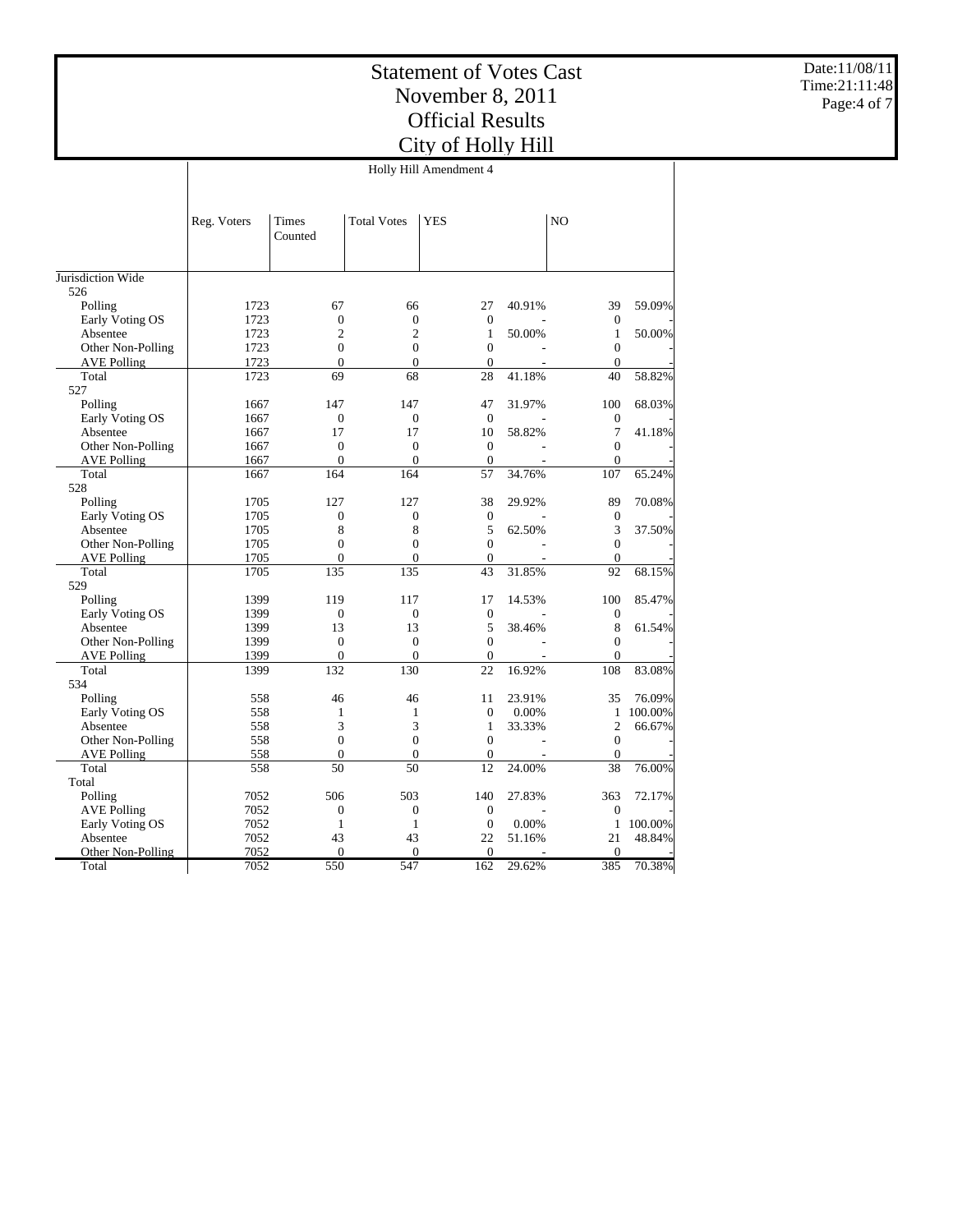# Statement of Votes Cast
# November 8, 2011
# Official Results
# City of Holly Hill

Holly Hill Amendment 4

| | Reg. Voters | Times Counted | Total Votes | YES | | NO | |
|---|---|---|---|---|---|---|---|
| Jurisdiction Wide | | | | | | | |
| 526 | | | | | | | |
| Polling | 1723 | 67 | 66 | 27 | 40.91% | 39 | 59.09% |
| Early Voting OS | 1723 | 0 | 0 | 0 | - | 0 | - |
| Absentee | 1723 | 2 | 2 | 1 | 50.00% | 1 | 50.00% |
| Other Non-Polling | 1723 | 0 | 0 | 0 | - | 0 | - |
| AVE Polling | 1723 | 0 | 0 | 0 | - | 0 | - |
| Total | 1723 | 69 | 68 | 28 | 41.18% | 40 | 58.82% |
| 527 | | | | | | | |
| Polling | 1667 | 147 | 147 | 47 | 31.97% | 100 | 68.03% |
| Early Voting OS | 1667 | 0 | 0 | 0 | - | 0 | - |
| Absentee | 1667 | 17 | 17 | 10 | 58.82% | 7 | 41.18% |
| Other Non-Polling | 1667 | 0 | 0 | 0 | - | 0 | - |
| AVE Polling | 1667 | 0 | 0 | 0 | - | 0 | - |
| Total | 1667 | 164 | 164 | 57 | 34.76% | 107 | 65.24% |
| 528 | | | | | | | |
| Polling | 1705 | 127 | 127 | 38 | 29.92% | 89 | 70.08% |
| Early Voting OS | 1705 | 0 | 0 | 0 | - | 0 | - |
| Absentee | 1705 | 8 | 8 | 5 | 62.50% | 3 | 37.50% |
| Other Non-Polling | 1705 | 0 | 0 | 0 | - | 0 | - |
| AVE Polling | 1705 | 0 | 0 | 0 | - | 0 | - |
| Total | 1705 | 135 | 135 | 43 | 31.85% | 92 | 68.15% |
| 529 | | | | | | | |
| Polling | 1399 | 119 | 117 | 17 | 14.53% | 100 | 85.47% |
| Early Voting OS | 1399 | 0 | 0 | 0 | - | 0 | - |
| Absentee | 1399 | 13 | 13 | 5 | 38.46% | 8 | 61.54% |
| Other Non-Polling | 1399 | 0 | 0 | 0 | - | 0 | - |
| AVE Polling | 1399 | 0 | 0 | 0 | - | 0 | - |
| Total | 1399 | 132 | 130 | 22 | 16.92% | 108 | 83.08% |
| 534 | | | | | | | |
| Polling | 558 | 46 | 46 | 11 | 23.91% | 35 | 76.09% |
| Early Voting OS | 558 | 1 | 1 | 0 | 0.00% | 1 | 100.00% |
| Absentee | 558 | 3 | 3 | 1 | 33.33% | 2 | 66.67% |
| Other Non-Polling | 558 | 0 | 0 | 0 | - | 0 | - |
| AVE Polling | 558 | 0 | 0 | 0 | - | 0 | - |
| Total | 558 | 50 | 50 | 12 | 24.00% | 38 | 76.00% |
| Total | | | | | | | |
| Polling | 7052 | 506 | 503 | 140 | 27.83% | 363 | 72.17% |
| AVE Polling | 7052 | 0 | 0 | 0 | - | 0 | - |
| Early Voting OS | 7052 | 1 | 1 | 0 | 0.00% | 1 | 100.00% |
| Absentee | 7052 | 43 | 43 | 22 | 51.16% | 21 | 48.84% |
| Other Non-Polling | 7052 | 0 | 0 | 0 | - | 0 | - |
| Total | 7052 | 550 | 547 | 162 | 29.62% | 385 | 70.38% |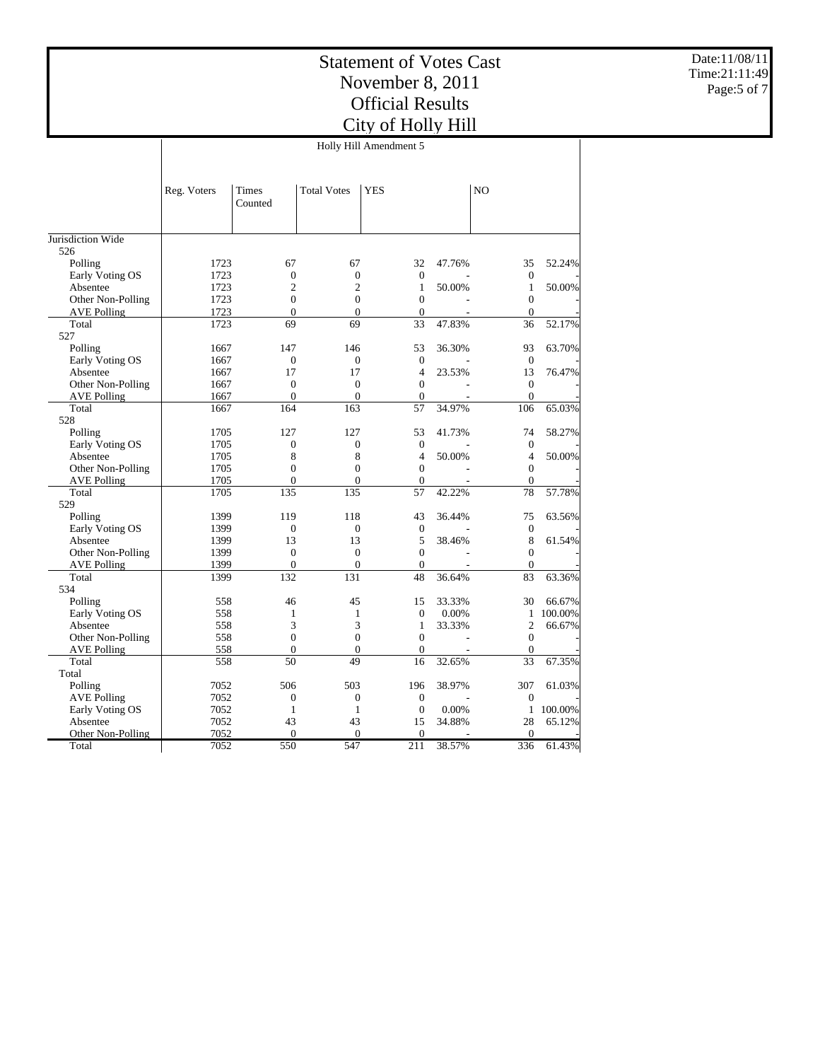# Statement of Votes Cast
# November 8, 2011
# Official Results
# City of Holly Hill

Date:11/08/11
Time:21:11:49

| | Holly Hill Amendment 5 | | | | | | |
|---|---|---|---|---|---|---|---|
| | Reg. Voters | Times Counted | Total Votes | YES | | NO | |
| Jurisdiction Wide | | | | | | | |
| 526 | | | | | | | |
| Polling | 1723 | 67 | 67 | 32 | 47.76% | 35 | 52.24% |
| Early Voting OS | 1723 | 0 | 0 | 0 | - | 0 | - |
| Absentee | 1723 | 2 | 2 | 1 | 50.00% | 1 | 50.00% |
| Other Non-Polling | 1723 | 0 | 0 | 0 | - | 0 | - |
| AVE Polling | 1723 | 0 | 0 | 0 | - | 0 | - |
| Total | 1723 | 69 | 69 | 33 | 47.83% | 36 | 52.17% |
| 527 | | | | | | | |
| Polling | 1667 | 147 | 146 | 53 | 36.30% | 93 | 63.70% |
| Early Voting OS | 1667 | 0 | 0 | 0 | - | 0 | - |
| Absentee | 1667 | 17 | 17 | 4 | 23.53% | 13 | 76.47% |
| Other Non-Polling | 1667 | 0 | 0 | 0 | - | 0 | - |
| AVE Polling | 1667 | 0 | 0 | 0 | - | 0 | - |
| Total | 1667 | 164 | 163 | 57 | 34.97% | 106 | 65.03% |
| 528 | | | | | | | |
| Polling | 1705 | 127 | 127 | 53 | 41.73% | 74 | 58.27% |
| Early Voting OS | 1705 | 0 | 0 | 0 | - | 0 | - |
| Absentee | 1705 | 8 | 8 | 4 | 50.00% | 4 | 50.00% |
| Other Non-Polling | 1705 | 0 | 0 | 0 | - | 0 | - |
| AVE Polling | 1705 | 0 | 0 | 0 | - | 0 | - |
| Total | 1705 | 135 | 135 | 57 | 42.22% | 78 | 57.78% |
| 529 | | | | | | | |
| Polling | 1399 | 119 | 118 | 43 | 36.44% | 75 | 63.56% |
| Early Voting OS | 1399 | 0 | 0 | 0 | - | 0 | - |
| Absentee | 1399 | 13 | 13 | 5 | 38.46% | 8 | 61.54% |
| Other Non-Polling | 1399 | 0 | 0 | 0 | - | 0 | - |
| AVE Polling | 1399 | 0 | 0 | 0 | - | 0 | - |
| Total | 1399 | 132 | 131 | 48 | 36.64% | 83 | 63.36% |
| 534 | | | | | | | |
| Polling | 558 | 46 | 45 | 15 | 33.33% | 30 | 66.67% |
| Early Voting OS | 558 | 1 | 1 | 0 | 0.00% | 1 | 100.00% |
| Absentee | 558 | 3 | 3 | 1 | 33.33% | 2 | 66.67% |
| Other Non-Polling | 558 | 0 | 0 | 0 | - | 0 | - |
| AVE Polling | 558 | 0 | 0 | 0 | - | 0 | - |
| Total | 558 | 50 | 49 | 16 | 32.65% | 33 | 67.35% |
| Total | | | | | | | |
| Polling | 7052 | 506 | 503 | 196 | 38.97% | 307 | 61.03% |
| AVE Polling | 7052 | 0 | 0 | 0 | - | 0 | - |
| Early Voting OS | 7052 | 1 | 1 | 0 | 0.00% | 1 | 100.00% |
| Absentee | 7052 | 43 | 43 | 15 | 34.88% | 28 | 65.12% |
| Other Non-Polling | 7052 | 0 | 0 | 0 | - | 0 | - |
| Total | 7052 | 550 | 547 | 211 | 38.57% | 336 | 61.43% |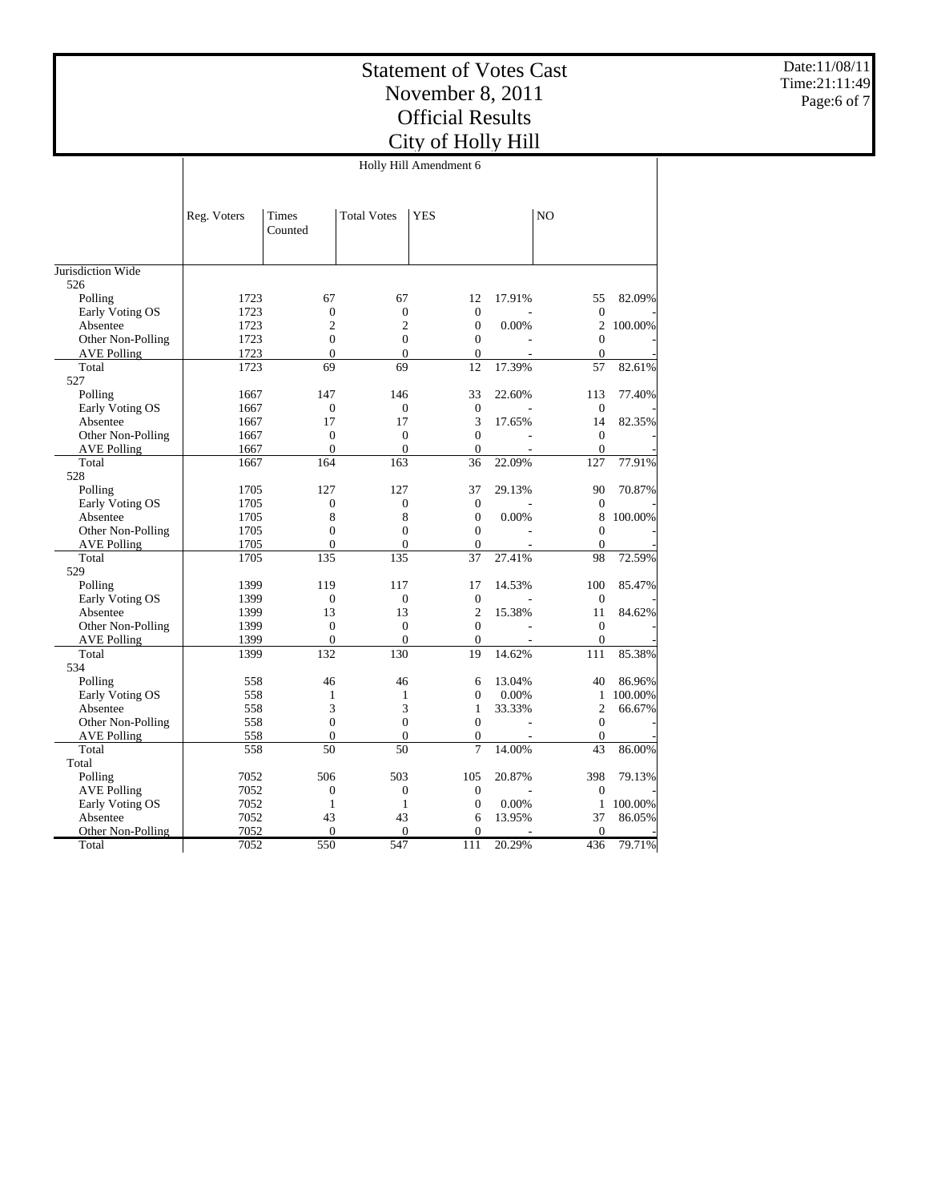# Statement of Votes Cast
# November 8, 2011
# Official Results
# City of Holly Hill

Date:11/08/11
Time:21:11:49

| | Holly Hill Amendment 6 | | | | | | |
|---|---|---|---|---|---|---|---|
| | Reg. Voters | Times Counted | Total Votes | YES | | NO | |
| Jurisdiction Wide | | | | | | | |
| 526 | | | | | | | |
| Polling | 1723 | 67 | 67 | 12 | 17.91% | 55 | 82.09% |
| Early Voting OS | 1723 | 0 | 0 | 0 | - | 0 | - |
| Absentee | 1723 | 2 | 2 | 0 | 0.00% | 2 | 100.00% |
| Other Non-Polling | 1723 | 0 | 0 | 0 | - | 0 | - |
| AVE Polling | 1723 | 0 | 0 | 0 | - | 0 | - |
| Total | 1723 | 69 | 69 | 12 | 17.39% | 57 | 82.61% |
| 527 | | | | | | | |
| Polling | 1667 | 147 | 146 | 33 | 22.60% | 113 | 77.40% |
| Early Voting OS | 1667 | 0 | 0 | 0 | - | 0 | - |
| Absentee | 1667 | 17 | 17 | 3 | 17.65% | 14 | 82.35% |
| Other Non-Polling | 1667 | 0 | 0 | 0 | - | 0 | - |
| AVE Polling | 1667 | 0 | 0 | 0 | - | 0 | - |
| Total | 1667 | 164 | 163 | 36 | 22.09% | 127 | 77.91% |
| 528 | | | | | | | |
| Polling | 1705 | 127 | 127 | 37 | 29.13% | 90 | 70.87% |
| Early Voting OS | 1705 | 0 | 0 | 0 | - | 0 | - |
| Absentee | 1705 | 8 | 8 | 0 | 0.00% | 8 | 100.00% |
| Other Non-Polling | 1705 | 0 | 0 | 0 | - | 0 | - |
| AVE Polling | 1705 | 0 | 0 | 0 | - | 0 | - |
| Total | 1705 | 135 | 135 | 37 | 27.41% | 98 | 72.59% |
| 529 | | | | | | | |
| Polling | 1399 | 119 | 117 | 17 | 14.53% | 100 | 85.47% |
| Early Voting OS | 1399 | 0 | 0 | 0 | - | 0 | - |
| Absentee | 1399 | 13 | 13 | 2 | 15.38% | 11 | 84.62% |
| Other Non-Polling | 1399 | 0 | 0 | 0 | - | 0 | - |
| AVE Polling | 1399 | 0 | 0 | 0 | - | 0 | - |
| Total | 1399 | 132 | 130 | 19 | 14.62% | 111 | 85.38% |
| 534 | | | | | | | |
| Polling | 558 | 46 | 46 | 6 | 13.04% | 40 | 86.96% |
| Early Voting OS | 558 | 1 | 1 | 0 | 0.00% | 1 | 100.00% |
| Absentee | 558 | 3 | 3 | 1 | 33.33% | 2 | 66.67% |
| Other Non-Polling | 558 | 0 | 0 | 0 | - | 0 | - |
| AVE Polling | 558 | 0 | 0 | 0 | - | 0 | - |
| Total | 558 | 50 | 50 | 7 | 14.00% | 43 | 86.00% |
| Total | | | | | | | |
| Polling | 7052 | 506 | 503 | 105 | 20.87% | 398 | 79.13% |
| AVE Polling | 7052 | 0 | 0 | 0 | - | 0 | - |
| Early Voting OS | 7052 | 1 | 1 | 0 | 0.00% | 1 | 100.00% |
| Absentee | 7052 | 43 | 43 | 6 | 13.95% | 37 | 86.05% |
| Other Non-Polling | 7052 | 0 | 0 | 0 | - | 0 | - |
| Total | 7052 | 550 | 547 | 111 | 20.29% | 436 | 79.71% |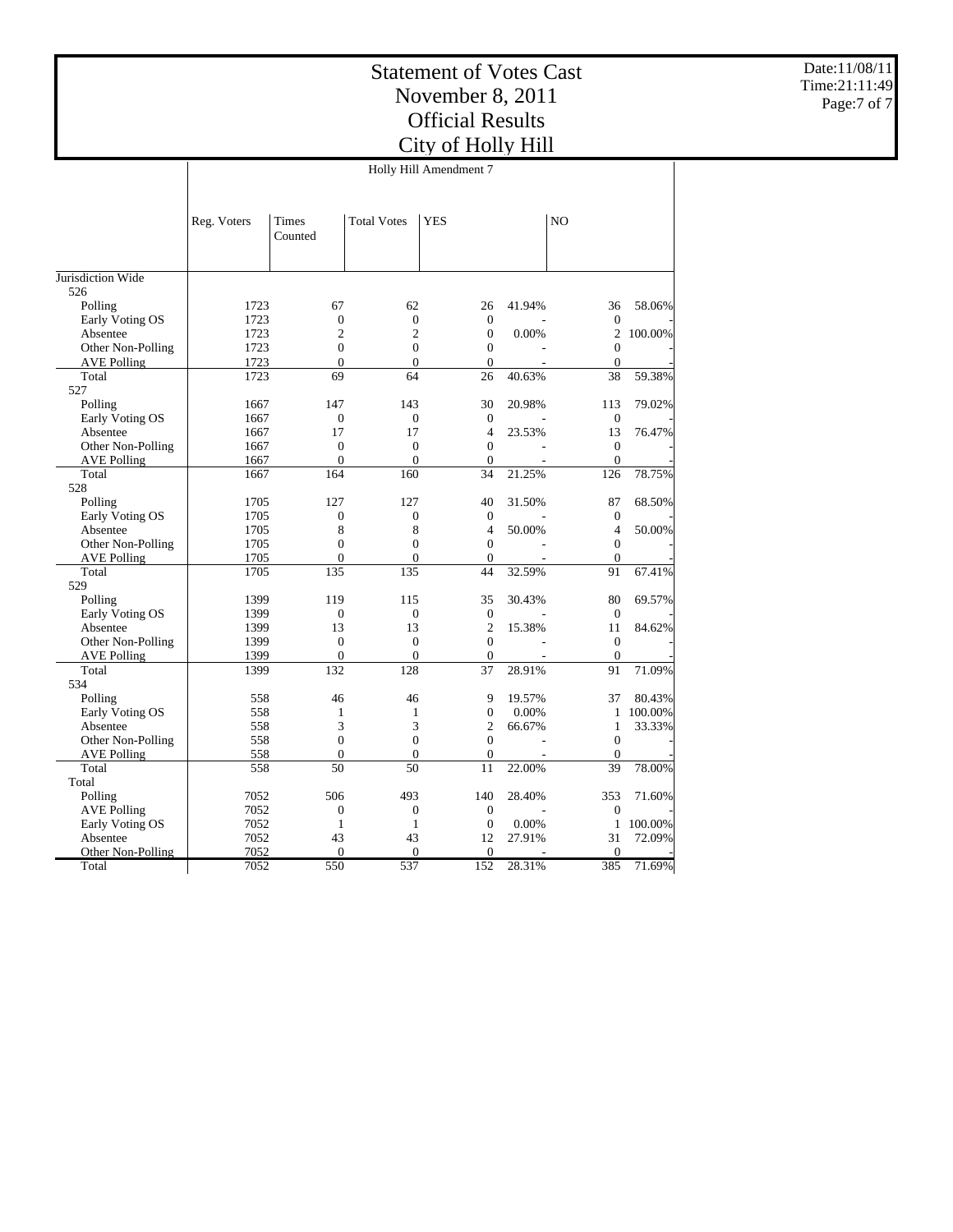# Statement of Votes Cast
# November 8, 2011
# Official Results
# City of Holly Hill

Date:11/08/11
Time:21:11:49

Holly Hill Amendment 7

| | Reg. Voters | Times Counted | Total Votes | YES | | NO | |
|---|---|---|---|---|---|---|---|
| Jurisdiction Wide | | | | | | | |
| 526 | | | | | | | |
| Polling | 1723 | 67 | 62 | 26 | 41.94% | 36 | 58.06% |
| Early Voting OS | 1723 | 0 | 0 | 0 | - | 0 | - |
| Absentee | 1723 | 2 | 2 | 0 | 0.00% | 2 | 100.00% |
| Other Non-Polling | 1723 | 0 | 0 | 0 | - | 0 | - |
| AVE Polling | 1723 | 0 | 0 | 0 | - | 0 | - |
| Total | 1723 | 69 | 64 | 26 | 40.63% | 38 | 59.38% |
| 527 | | | | | | | |
| Polling | 1667 | 147 | 143 | 30 | 20.98% | 113 | 79.02% |
| Early Voting OS | 1667 | 0 | 0 | 0 | - | 0 | - |
| Absentee | 1667 | 17 | 17 | 4 | 23.53% | 13 | 76.47% |
| Other Non-Polling | 1667 | 0 | 0 | 0 | - | 0 | - |
| AVE Polling | 1667 | 0 | 0 | 0 | - | 0 | - |
| Total | 1667 | 164 | 160 | 34 | 21.25% | 126 | 78.75% |
| 528 | | | | | | | |
| Polling | 1705 | 127 | 127 | 40 | 31.50% | 87 | 68.50% |
| Early Voting OS | 1705 | 0 | 0 | 0 | - | 0 | - |
| Absentee | 1705 | 8 | 8 | 4 | 50.00% | 4 | 50.00% |
| Other Non-Polling | 1705 | 0 | 0 | 0 | - | 0 | - |
| AVE Polling | 1705 | 0 | 0 | 0 | - | 0 | - |
| Total | 1705 | 135 | 135 | 44 | 32.59% | 91 | 67.41% |
| 529 | | | | | | | |
| Polling | 1399 | 119 | 115 | 35 | 30.43% | 80 | 69.57% |
| Early Voting OS | 1399 | 0 | 0 | 0 | - | 0 | - |
| Absentee | 1399 | 13 | 13 | 2 | 15.38% | 11 | 84.62% |
| Other Non-Polling | 1399 | 0 | 0 | 0 | - | 0 | - |
| AVE Polling | 1399 | 0 | 0 | 0 | - | 0 | - |
| Total | 1399 | 132 | 128 | 37 | 28.91% | 91 | 71.09% |
| 534 | | | | | | | |
| Polling | 558 | 46 | 46 | 9 | 19.57% | 37 | 80.43% |
| Early Voting OS | 558 | 1 | 1 | 0 | 0.00% | 1 | 100.00% |
| Absentee | 558 | 3 | 3 | 2 | 66.67% | 1 | 33.33% |
| Other Non-Polling | 558 | 0 | 0 | 0 | - | 0 | - |
| AVE Polling | 558 | 0 | 0 | 0 | - | 0 | - |
| Total | 558 | 50 | 50 | 11 | 22.00% | 39 | 78.00% |
| Total | | | | | | | |
| Polling | 7052 | 506 | 493 | 140 | 28.40% | 353 | 71.60% |
| AVE Polling | 7052 | 0 | 0 | 0 | - | 0 | - |
| Early Voting OS | 7052 | 1 | 1 | 0 | 0.00% | 1 | 100.00% |
| Absentee | 7052 | 43 | 43 | 12 | 27.91% | 31 | 72.09% |
| Other Non-Polling | 7052 | 0 | 0 | 0 | - | 0 | - |
| Total | 7052 | 550 | 537 | 152 | 28.31% | 385 | 71.69% |